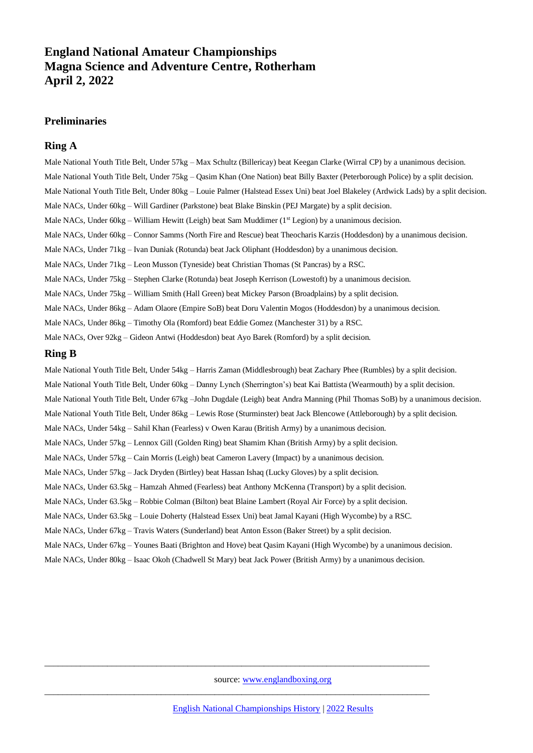# England National Amateur Championships
# Magna Science and Adventure Centre, Rotherham
# April 2, 2022

## Preliminaries

### Ring A

Male National Youth Title Belt, Under 57kg – Max Schultz (Billericay) beat Keegan Clarke (Wirral CP) by a unanimous decision.

Male National Youth Title Belt, Under 75kg – Qasim Khan (One Nation) beat Billy Baxter (Peterborough Police) by a split decision.

Male National Youth Title Belt, Under 80kg – Louie Palmer (Halstead Essex Uni) beat Joel Blakeley (Ardwick Lads) by a split decision.

Male NACs, Under 60kg – Will Gardiner (Parkstone) beat Blake Binskin (PEJ Margate) by a split decision.

Male NACs, Under 60kg – William Hewitt (Leigh) beat Sam Muddimer (1st Legion) by a unanimous decision.

Male NACs, Under 60kg – Connor Samms (North Fire and Rescue) beat Theocharis Karzis (Hoddesdon) by a unanimous decision.

Male NACs, Under 71kg – Ivan Duniak (Rotunda) beat Jack Oliphant (Hoddesdon) by a unanimous decision.

Male NACs, Under 71kg – Leon Musson (Tyneside) beat Christian Thomas (St Pancras) by a RSC.

Male NACs, Under 75kg – Stephen Clarke (Rotunda) beat Joseph Kerrison (Lowestoft) by a unanimous decision.

Male NACs, Under 75kg – William Smith (Hall Green) beat Mickey Parson (Broadplains) by a split decision.

Male NACs, Under 86kg – Adam Olaore (Empire SoB) beat Doru Valentin Mogos (Hoddesdon) by a unanimous decision.

Male NACs, Under 86kg – Timothy Ola (Romford) beat Eddie Gomez (Manchester 31) by a RSC.

Male NACs, Over 92kg – Gideon Antwi (Hoddesdon) beat Ayo Barek (Romford) by a split decision.

### Ring B

Male National Youth Title Belt, Under 54kg – Harris Zaman (Middlesbrough) beat Zachary Phee (Rumbles) by a split decision.

Male National Youth Title Belt, Under 60kg – Danny Lynch (Sherrington's) beat Kai Battista (Wearmouth) by a split decision.

Male National Youth Title Belt, Under 67kg –John Dugdale (Leigh) beat Andra Manning (Phil Thomas SoB) by a unanimous decision.

Male National Youth Title Belt, Under 86kg – Lewis Rose (Sturminster) beat Jack Blencowe (Attleborough) by a split decision.

Male NACs, Under 54kg – Sahil Khan (Fearless) v Owen Karau (British Army) by a unanimous decision.

Male NACs, Under 57kg – Lennox Gill (Golden Ring) beat Shamim Khan (British Army) by a split decision.

Male NACs, Under 57kg – Cain Morris (Leigh) beat Cameron Lavery (Impact) by a unanimous decision.

Male NACs, Under 57kg – Jack Dryden (Birtley) beat Hassan Ishaq (Lucky Gloves) by a split decision.

Male NACs, Under 63.5kg – Hamzah Ahmed (Fearless) beat Anthony McKenna (Transport) by a split decision.

Male NACs, Under 63.5kg – Robbie Colman (Bilton) beat Blaine Lambert (Royal Air Force) by a split decision.

Male NACs, Under 63.5kg – Louie Doherty (Halstead Essex Uni) beat Jamal Kayani (High Wycombe) by a RSC.

Male NACs, Under 67kg – Travis Waters (Sunderland) beat Anton Esson (Baker Street) by a split decision.

Male NACs, Under 67kg – Younes Baati (Brighton and Hove) beat Qasim Kayani (High Wycombe) by a unanimous decision.

Male NACs, Under 80kg – Isaac Okoh (Chadwell St Mary) beat Jack Power (British Army) by a unanimous decision.

---

source: www.englandboxing.org

---

English National Championships History | 2022 Results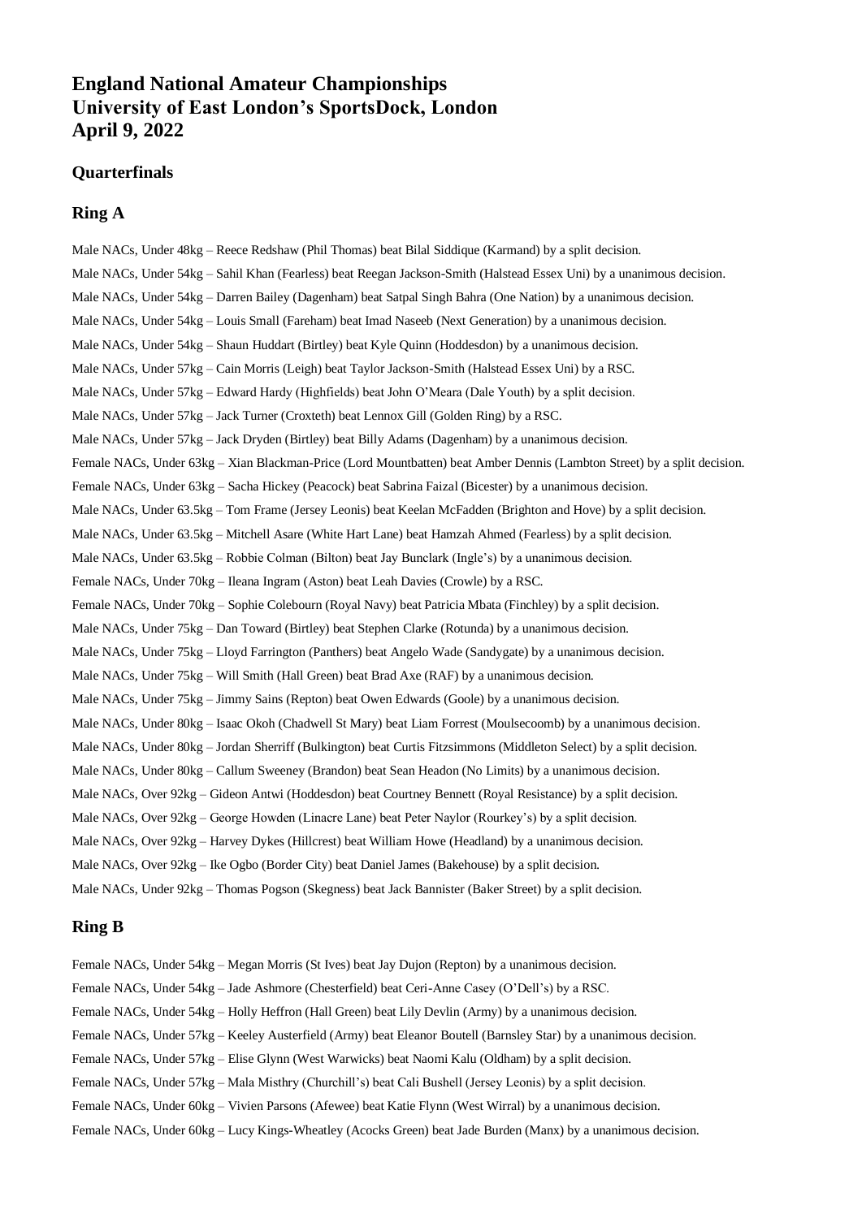# England National Amateur Championships
# University of East London's SportsDock, London
# April 9, 2022

## Quarterfinals

## Ring A

Male NACs, Under 48kg – Reece Redshaw (Phil Thomas) beat Bilal Siddique (Karmand) by a split decision.

Male NACs, Under 54kg – Sahil Khan (Fearless) beat Reegan Jackson-Smith (Halstead Essex Uni) by a unanimous decision.

Male NACs, Under 54kg – Darren Bailey (Dagenham) beat Satpal Singh Bahra (One Nation) by a unanimous decision.

Male NACs, Under 54kg – Louis Small (Fareham) beat Imad Naseeb (Next Generation) by a unanimous decision.

Male NACs, Under 54kg – Shaun Huddart (Birtley) beat Kyle Quinn (Hoddesdon) by a unanimous decision.

Male NACs, Under 57kg – Cain Morris (Leigh) beat Taylor Jackson-Smith (Halstead Essex Uni) by a RSC.

Male NACs, Under 57kg – Edward Hardy (Highfields) beat John O'Meara (Dale Youth) by a split decision.

Male NACs, Under 57kg – Jack Turner (Croxteth) beat Lennox Gill (Golden Ring) by a RSC.

Male NACs, Under 57kg – Jack Dryden (Birtley) beat Billy Adams (Dagenham) by a unanimous decision.

Female NACs, Under 63kg – Xian Blackman-Price (Lord Mountbatten) beat Amber Dennis (Lambton Street) by a split decision.

Female NACs, Under 63kg – Sacha Hickey (Peacock) beat Sabrina Faizal (Bicester) by a unanimous decision.

Male NACs, Under 63.5kg – Tom Frame (Jersey Leonis) beat Keelan McFadden (Brighton and Hove) by a split decision.

Male NACs, Under 63.5kg – Mitchell Asare (White Hart Lane) beat Hamzah Ahmed (Fearless) by a split decision.

Male NACs, Under 63.5kg – Robbie Colman (Bilton) beat Jay Bunclark (Ingle's) by a unanimous decision.

Female NACs, Under 70kg – Ileana Ingram (Aston) beat Leah Davies (Crowle) by a RSC.

Female NACs, Under 70kg – Sophie Colebourn (Royal Navy) beat Patricia Mbata (Finchley) by a split decision.

Male NACs, Under 75kg – Dan Toward (Birtley) beat Stephen Clarke (Rotunda) by a unanimous decision.

Male NACs, Under 75kg – Lloyd Farrington (Panthers) beat Angelo Wade (Sandygate) by a unanimous decision.

Male NACs, Under 75kg – Will Smith (Hall Green) beat Brad Axe (RAF) by a unanimous decision.

Male NACs, Under 75kg – Jimmy Sains (Repton) beat Owen Edwards (Goole) by a unanimous decision.

Male NACs, Under 80kg – Isaac Okoh (Chadwell St Mary) beat Liam Forrest (Moulsecoomb) by a unanimous decision.

Male NACs, Under 80kg – Jordan Sherriff (Bulkington) beat Curtis Fitzsimmons (Middleton Select) by a split decision.

Male NACs, Under 80kg – Callum Sweeney (Brandon) beat Sean Headon (No Limits) by a unanimous decision.

Male NACs, Over 92kg – Gideon Antwi (Hoddesdon) beat Courtney Bennett (Royal Resistance) by a split decision.

Male NACs, Over 92kg – George Howden (Linacre Lane) beat Peter Naylor (Rourkey's) by a split decision.

Male NACs, Over 92kg – Harvey Dykes (Hillcrest) beat William Howe (Headland) by a unanimous decision.

Male NACs, Over 92kg – Ike Ogbo (Border City) beat Daniel James (Bakehouse) by a split decision.

Male NACs, Under 92kg – Thomas Pogson (Skegness) beat Jack Bannister (Baker Street) by a split decision.

## Ring B

Female NACs, Under 54kg – Megan Morris (St Ives) beat Jay Dujon (Repton) by a unanimous decision.

Female NACs, Under 54kg – Jade Ashmore (Chesterfield) beat Ceri-Anne Casey (O'Dell's) by a RSC.

Female NACs, Under 54kg – Holly Heffron (Hall Green) beat Lily Devlin (Army) by a unanimous decision.

Female NACs, Under 57kg – Keeley Austerfield (Army) beat Eleanor Boutell (Barnsley Star) by a unanimous decision.

Female NACs, Under 57kg – Elise Glynn (West Warwicks) beat Naomi Kalu (Oldham) by a split decision.

Female NACs, Under 57kg – Mala Misthry (Churchill's) beat Cali Bushell (Jersey Leonis) by a split decision.

Female NACs, Under 60kg – Vivien Parsons (Afewee) beat Katie Flynn (West Wirral) by a unanimous decision.

Female NACs, Under 60kg – Lucy Kings-Wheatley (Acocks Green) beat Jade Burden (Manx) by a unanimous decision.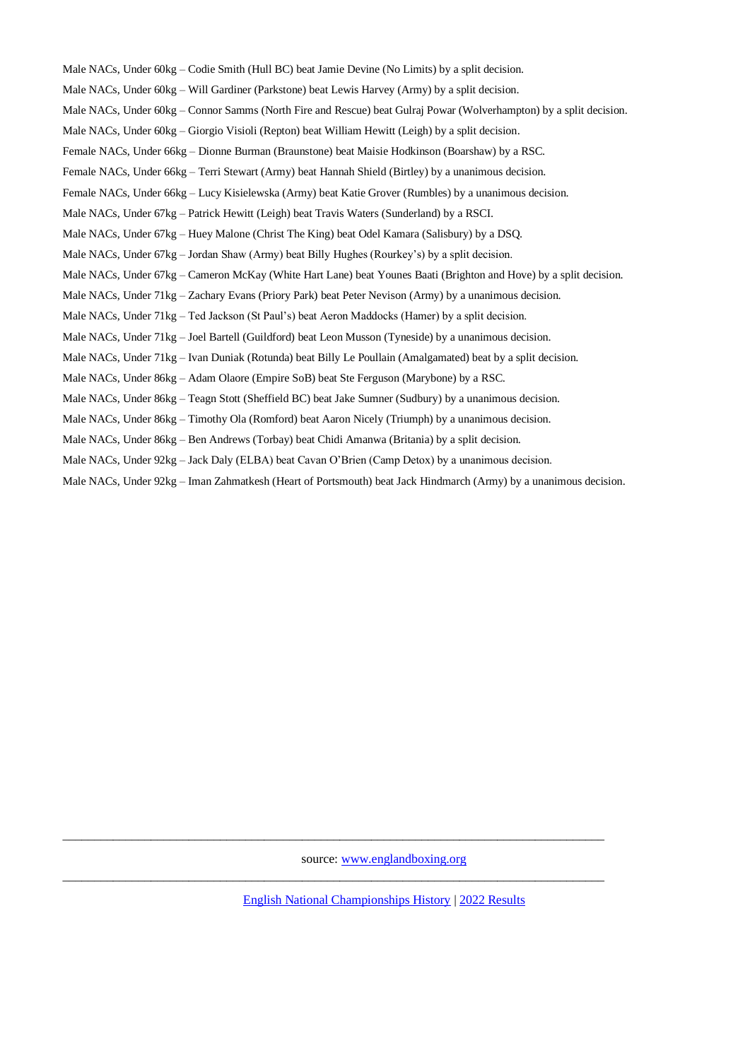Male NACs, Under 60kg – Codie Smith (Hull BC) beat Jamie Devine (No Limits) by a split decision.

Male NACs, Under 60kg – Will Gardiner (Parkstone) beat Lewis Harvey (Army) by a split decision.

Male NACs, Under 60kg – Connor Samms (North Fire and Rescue) beat Gulraj Powar (Wolverhampton) by a split decision.

Male NACs, Under 60kg – Giorgio Visioli (Repton) beat William Hewitt (Leigh) by a split decision.

Female NACs, Under 66kg – Dionne Burman (Braunstone) beat Maisie Hodkinson (Boarshaw) by a RSC.

Female NACs, Under 66kg – Terri Stewart (Army) beat Hannah Shield (Birtley) by a unanimous decision.

Female NACs, Under 66kg – Lucy Kisielewska (Army) beat Katie Grover (Rumbles) by a unanimous decision.

Male NACs, Under 67kg – Patrick Hewitt (Leigh) beat Travis Waters (Sunderland) by a RSCI.

Male NACs, Under 67kg – Huey Malone (Christ The King) beat Odel Kamara (Salisbury) by a DSQ.

Male NACs, Under 67kg – Jordan Shaw (Army) beat Billy Hughes (Rourkey's) by a split decision.

Male NACs, Under 67kg – Cameron McKay (White Hart Lane) beat Younes Baati (Brighton and Hove) by a split decision.

Male NACs, Under 71kg – Zachary Evans (Priory Park) beat Peter Nevison (Army) by a unanimous decision.

Male NACs, Under 71kg – Ted Jackson (St Paul's) beat Aeron Maddocks (Hamer) by a split decision.

Male NACs, Under 71kg – Joel Bartell (Guildford) beat Leon Musson (Tyneside) by a unanimous decision.

Male NACs, Under 71kg – Ivan Duniak (Rotunda) beat Billy Le Poullain (Amalgamated) beat by a split decision.

Male NACs, Under 86kg – Adam Olaore (Empire SoB) beat Ste Ferguson (Marybone) by a RSC.

Male NACs, Under 86kg – Teagn Stott (Sheffield BC) beat Jake Sumner (Sudbury) by a unanimous decision.

Male NACs, Under 86kg – Timothy Ola (Romford) beat Aaron Nicely (Triumph) by a unanimous decision.

Male NACs, Under 86kg – Ben Andrews (Torbay) beat Chidi Amanwa (Britania) by a split decision.

Male NACs, Under 92kg – Jack Daly (ELBA) beat Cavan O'Brien (Camp Detox) by a unanimous decision.

Male NACs, Under 92kg – Iman Zahmatkesh (Heart of Portsmouth) beat Jack Hindmarch (Army) by a unanimous decision.

---

source: www.englandboxing.org

---

English National Championships History | 2022 Results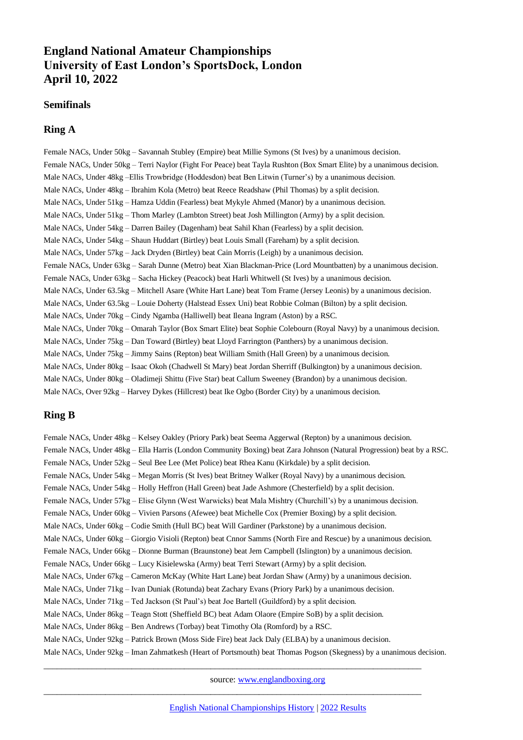# England National Amateur Championships
# University of East London's SportsDock, London
# April 10, 2022

### Semifinals

### Ring A

Female NACs, Under 50kg – Savannah Stubley (Empire) beat Millie Symons (St Ives) by a unanimous decision.
Female NACs, Under 50kg – Terri Naylor (Fight For Peace) beat Tayla Rushton (Box Smart Elite) by a unanimous decision.
Male NACs, Under 48kg –Ellis Trowbridge (Hoddesdon) beat Ben Litwin (Turner's) by a unanimous decision.
Male NACs, Under 48kg – Ibrahim Kola (Metro) beat Reece Readshaw (Phil Thomas) by a split decision.
Male NACs, Under 51kg – Hamza Uddin (Fearless) beat Mykyle Ahmed (Manor) by a unanimous decision.
Male NACs, Under 51kg – Thom Marley (Lambton Street) beat Josh Millington (Army) by a split decision.
Male NACs, Under 54kg – Darren Bailey (Dagenham) beat Sahil Khan (Fearless) by a split decision.
Male NACs, Under 54kg – Shaun Huddart (Birtley) beat Louis Small (Fareham) by a split decision.
Male NACs, Under 57kg – Jack Dryden (Birtley) beat Cain Morris (Leigh) by a unanimous decision.
Female NACs, Under 63kg – Sarah Dunne (Metro) beat Xian Blackman-Price (Lord Mountbatten) by a unanimous decision.
Female NACs, Under 63kg – Sacha Hickey (Peacock) beat Harli Whitwell (St Ives) by a unanimous decision.
Male NACs, Under 63.5kg – Mitchell Asare (White Hart Lane) beat Tom Frame (Jersey Leonis) by a unanimous decision.
Male NACs, Under 63.5kg – Louie Doherty (Halstead Essex Uni) beat Robbie Colman (Bilton) by a split decision.
Male NACs, Under 70kg – Cindy Ngamba (Halliwell) beat Ileana Ingram (Aston) by a RSC.
Male NACs, Under 70kg – Omarah Taylor (Box Smart Elite) beat Sophie Colebourn (Royal Navy) by a unanimous decision.
Male NACs, Under 75kg – Dan Toward (Birtley) beat Lloyd Farrington (Panthers) by a unanimous decision.
Male NACs, Under 75kg – Jimmy Sains (Repton) beat William Smith (Hall Green) by a unanimous decision.
Male NACs, Under 80kg – Isaac Okoh (Chadwell St Mary) beat Jordan Sherriff (Bulkington) by a unanimous decision.
Male NACs, Under 80kg – Oladimeji Shittu (Five Star) beat Callum Sweeney (Brandon) by a unanimous decision.
Male NACs, Over 92kg – Harvey Dykes (Hillcrest) beat Ike Ogbo (Border City) by a unanimous decision.

### Ring B

Female NACs, Under 48kg – Kelsey Oakley (Priory Park) beat Seema Aggerwal (Repton) by a unanimous decision.
Female NACs, Under 48kg – Ella Harris (London Community Boxing) beat Zara Johnson (Natural Progression) beat by a RSC.
Female NACs, Under 52kg – Seul Bee Lee (Met Police) beat Rhea Kanu (Kirkdale) by a split decision.
Female NACs, Under 54kg – Megan Morris (St Ives) beat Britney Walker (Royal Navy) by a unanimous decision.
Female NACs, Under 54kg – Holly Heffron (Hall Green) beat Jade Ashmore (Chesterfield) by a split decision.
Female NACs, Under 57kg – Elise Glynn (West Warwicks) beat Mala Mishtry (Churchill's) by a unanimous decision.
Female NACs, Under 60kg – Vivien Parsons (Afewee) beat Michelle Cox (Premier Boxing) by a split decision.
Male NACs, Under 60kg – Codie Smith (Hull BC) beat Will Gardiner (Parkstone) by a unanimous decision.
Male NACs, Under 60kg – Giorgio Visioli (Repton) beat Cnnor Samms (North Fire and Rescue) by a unanimous decision.
Female NACs, Under 66kg – Dionne Burman (Braunstone) beat Jem Campbell (Islington) by a unanimous decision.
Female NACs, Under 66kg – Lucy Kisielewska (Army) beat Terri Stewart (Army) by a split decision.
Male NACs, Under 67kg – Cameron McKay (White Hart Lane) beat Jordan Shaw (Army) by a unanimous decision.
Male NACs, Under 71kg – Ivan Duniak (Rotunda) beat Zachary Evans (Priory Park) by a unanimous decision.
Male NACs, Under 71kg – Ted Jackson (St Paul's) beat Joe Bartell (Guildford) by a split decision.
Male NACs, Under 86kg – Teagn Stott (Sheffield BC) beat Adam Olaore (Empire SoB) by a split decision.
Male NACs, Under 86kg – Ben Andrews (Torbay) beat Timothy Ola (Romford) by a RSC.
Male NACs, Under 92kg – Patrick Brown (Moss Side Fire) beat Jack Daly (ELBA) by a unanimous decision.
Male NACs, Under 92kg – Iman Zahmatkesh (Heart of Portsmouth) beat Thomas Pogson (Skegness) by a unanimous decision.

---

source: www.englandboxing.org

---

English National Championships History | 2022 Results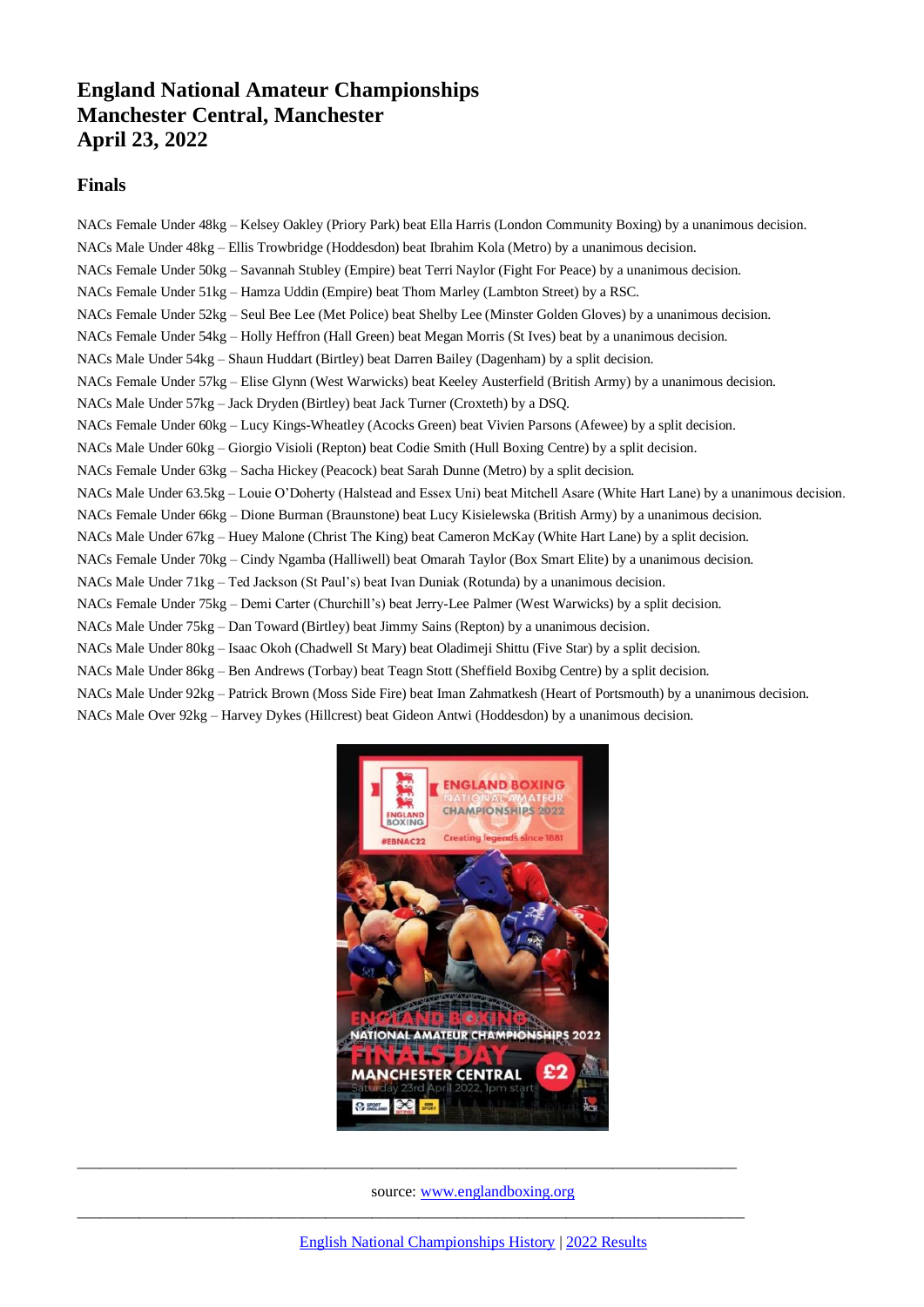# England National Amateur Championships
# Manchester Central, Manchester
# April 23, 2022

## Finals

NACs Female Under 48kg – Kelsey Oakley (Priory Park) beat Ella Harris (London Community Boxing) by a unanimous decision.

NACs Male Under 48kg – Ellis Trowbridge (Hoddesdon) beat Ibrahim Kola (Metro) by a unanimous decision.

NACs Female Under 50kg – Savannah Stubley (Empire) beat Terri Naylor (Fight For Peace) by a unanimous decision.

NACs Female Under 51kg – Hamza Uddin (Empire) beat Thom Marley (Lambton Street) by a RSC.

NACs Female Under 52kg – Seul Bee Lee (Met Police) beat Shelby Lee (Minster Golden Gloves) by a unanimous decision.

NACs Female Under 54kg – Holly Heffron (Hall Green) beat Megan Morris (St Ives) beat by a unanimous decision.

NACs Male Under 54kg – Shaun Huddart (Birtley) beat Darren Bailey (Dagenham) by a split decision.

NACs Female Under 57kg – Elise Glynn (West Warwicks) beat Keeley Austerfield (British Army) by a unanimous decision.

NACs Male Under 57kg – Jack Dryden (Birtley) beat Jack Turner (Croxteth) by a DSQ.

NACs Female Under 60kg – Lucy Kings-Wheatley (Acocks Green) beat Vivien Parsons (Afewee) by a split decision.

NACs Male Under 60kg – Giorgio Visioli (Repton) beat Codie Smith (Hull Boxing Centre) by a split decision.

NACs Female Under 63kg – Sacha Hickey (Peacock) beat Sarah Dunne (Metro) by a split decision.

NACs Male Under 63.5kg – Louie O'Doherty (Halstead and Essex Uni) beat Mitchell Asare (White Hart Lane) by a unanimous decision.

NACs Female Under 66kg – Dione Burman (Braunstone) beat Lucy Kisielewska (British Army) by a unanimous decision.

NACs Male Under 67kg – Huey Malone (Christ The King) beat Cameron McKay (White Hart Lane) by a split decision.

NACs Female Under 70kg – Cindy Ngamba (Halliwell) beat Omarah Taylor (Box Smart Elite) by a unanimous decision.

NACs Male Under 71kg – Ted Jackson (St Paul's) beat Ivan Duniak (Rotunda) by a unanimous decision.

NACs Female Under 75kg – Demi Carter (Churchill's) beat Jerry-Lee Palmer (West Warwicks) by a split decision.

NACs Male Under 75kg – Dan Toward (Birtley) beat Jimmy Sains (Repton) by a unanimous decision.

NACs Male Under 80kg – Isaac Okoh (Chadwell St Mary) beat Oladimeji Shittu (Five Star) by a split decision.

NACs Male Under 86kg – Ben Andrews (Torbay) beat Teagn Stott (Sheffield Boxibg Centre) by a split decision.

NACs Male Under 92kg – Patrick Brown (Moss Side Fire) beat Iman Zahmatkesh (Heart of Portsmouth) by a unanimous decision.

NACs Male Over 92kg – Harvey Dykes (Hillcrest) beat Gideon Antwi (Hoddesdon) by a unanimous decision.

---

source: www.englandboxing.org

---

English National Championships History | 2022 Results